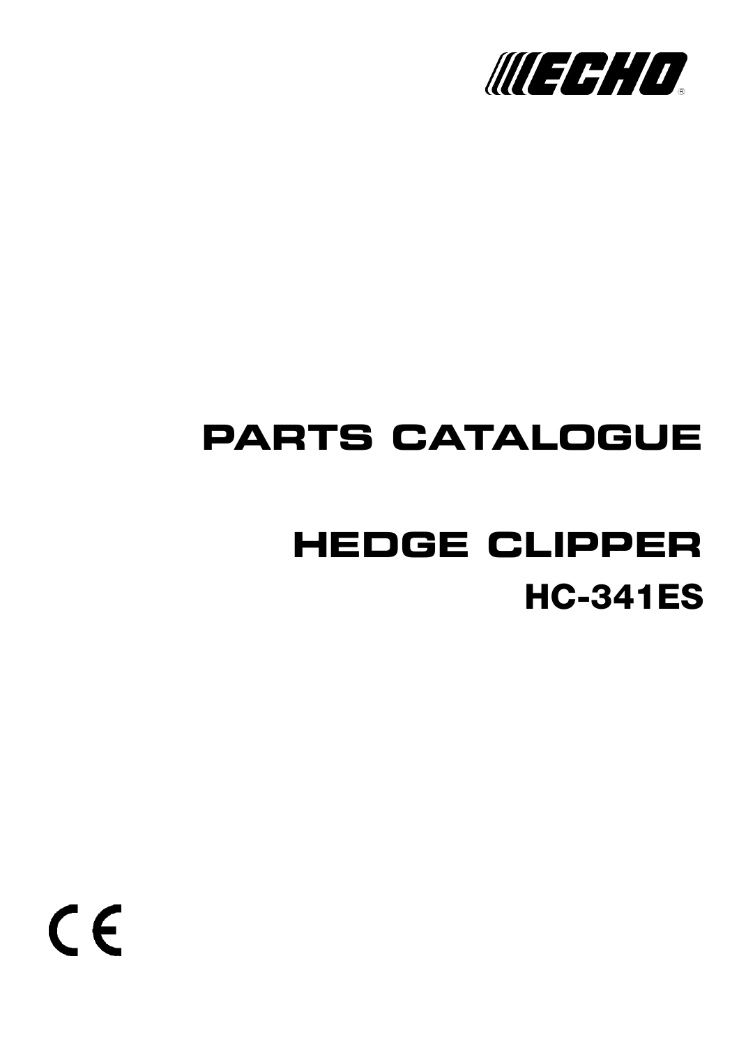ECHO®

# PARTS CATALOGUE

# HEDGE CLIPPER

## HC-341ES

CE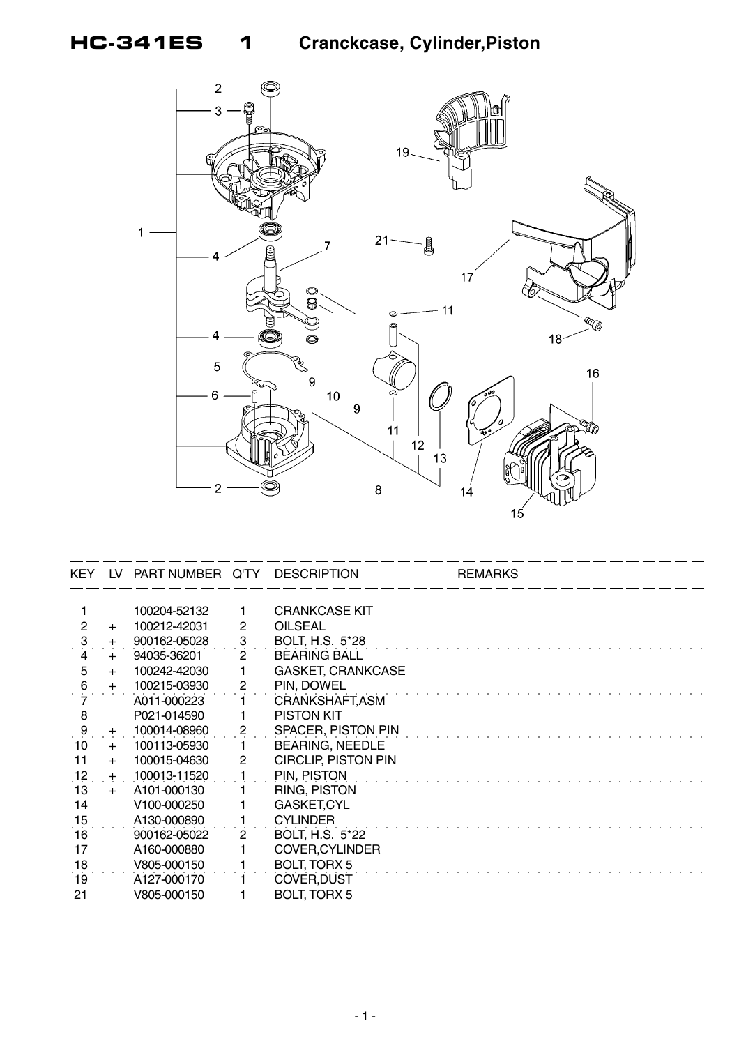# HC-341ES 1 Cranckcase, Cylinder,Piston

| KEY | LV | PART NUMBER | Q'TY | DESCRIPTION | REMARKS |
|---|---|---|---|---|---|
| 1 | | 100204-52132 | 1 | CRANKCASE KIT | |
| 2 | + | 100212-42031 | 2 | OILSEAL | |
| 3 | + | 900162-05028 | 3 | BOLT, H.S. 5*28 | |
| 4 | + | 94035-36201 | 2 | BEARING BALL | |
| 5 | + | 100242-42030 | 1 | GASKET, CRANKCASE | |
| 6 | + | 100215-03930 | 2 | PIN, DOWEL | |
| 7 | | A011-000223 | 1 | CRANKSHAFT,ASM | |
| 8 | | P021-014590 | 1 | PISTON KIT | |
| 9 | + | 100014-08960 | 2 | SPACER, PISTON PIN | |
| 10 | + | 100113-05930 | 1 | BEARING, NEEDLE | |
| 11 | + | 100015-04630 | 2 | CIRCLIP, PISTON PIN | |
| 12 | + | 100013-11520 | 1 | PIN, PISTON | |
| 13 | + | A101-000130 | 1 | RING, PISTON | |
| 14 | | V100-000250 | 1 | GASKET,CYL | |
| 15 | | A130-000890 | 1 | CYLINDER | |
| 16 | | 900162-05022 | 2 | BOLT, H.S. 5*22 | |
| 17 | | A160-000880 | 1 | COVER,CYLINDER | |
| 18 | | V805-000150 | 1 | BOLT, TORX 5 | |
| 19 | | A127-000170 | 1 | COVER,DUST | |
| 21 | | V805-000150 | 1 | BOLT, TORX 5 | |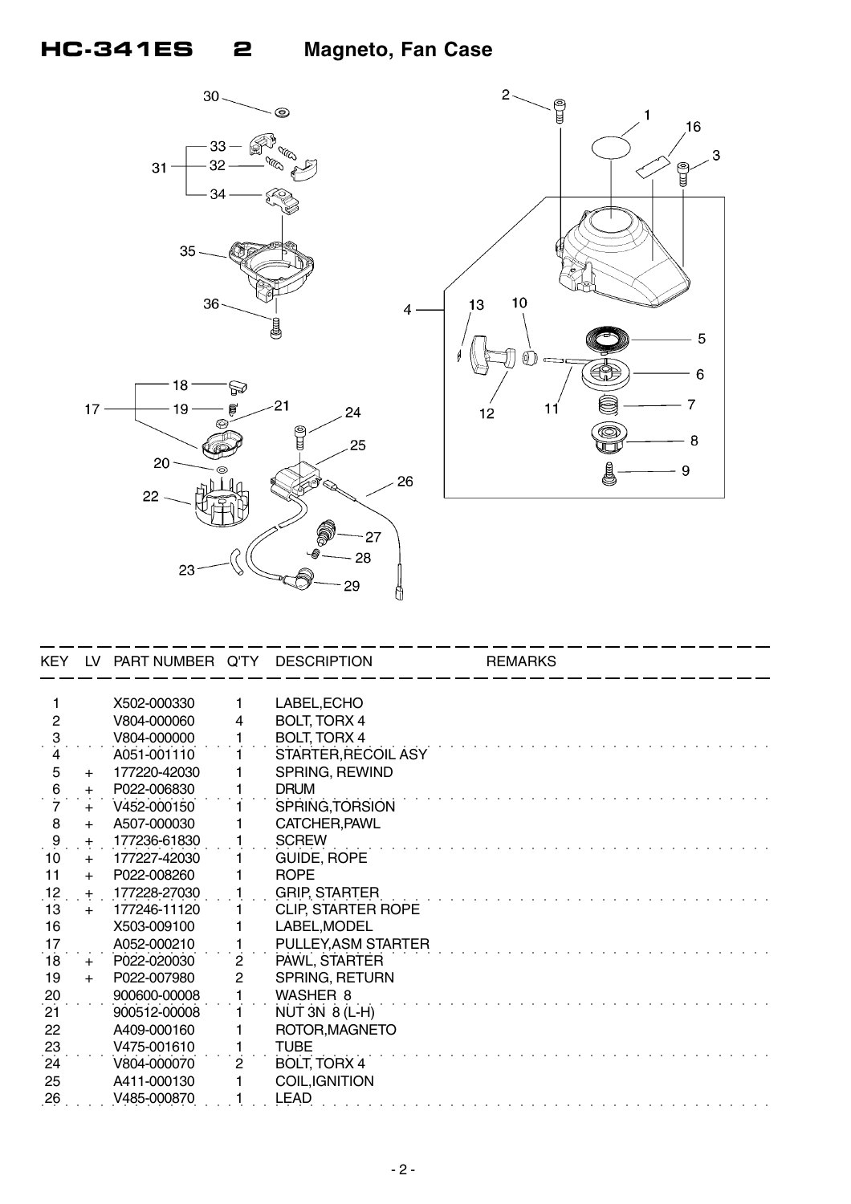# HC-341ES 2 Magneto, Fan Case

| KEY | LV | PART NUMBER | Q'TY | DESCRIPTION | REMARKS |
|---|---|---|---|---|---|
| 1 | | X502-000330 | 1 | LABEL,ECHO | |
| 2 | | V804-000060 | 4 | BOLT, TORX 4 | |
| 3 | | V804-000000 | 1 | BOLT, TORX 4 | |
| 4 | | A051-001110 | 1 | STARTER,RECOIL ASY | |
| 5 | + | 177220-42030 | 1 | SPRING, REWIND | |
| 6 | + | P022-006830 | 1 | DRUM | |
| 7 | + | V452-000150 | 1 | SPRING,TORSION | |
| 8 | + | A507-000030 | 1 | CATCHER,PAWL | |
| 9 | + | 177236-61830 | 1 | SCREW | |
| 10 | + | 177227-42030 | 1 | GUIDE, ROPE | |
| 11 | + | P022-008260 | 1 | ROPE | |
| 12 | + | 177228-27030 | 1 | GRIP, STARTER | |
| 13 | + | 177246-11120 | 1 | CLIP, STARTER ROPE | |
| 16 | | X503-009100 | 1 | LABEL,MODEL | |
| 17 | | A052-000210 | 1 | PULLEY,ASM STARTER | |
| 18 | + | P022-020030 | 2 | PAWL, STARTER | |
| 19 | + | P022-007980 | 2 | SPRING, RETURN | |
| 20 | | 900600-00008 | 1 | WASHER 8 | |
| 21 | | 900512-00008 | 1 | NUT 3N 8 (L-H) | |
| 22 | | A409-000160 | 1 | ROTOR,MAGNETO | |
| 23 | | V475-001610 | 1 | TUBE | |
| 24 | | V804-000070 | 2 | BOLT, TORX 4 | |
| 25 | | A411-000130 | 1 | COIL,IGNITION | |
| 26 | | V485-000870 | 1 | LEAD | |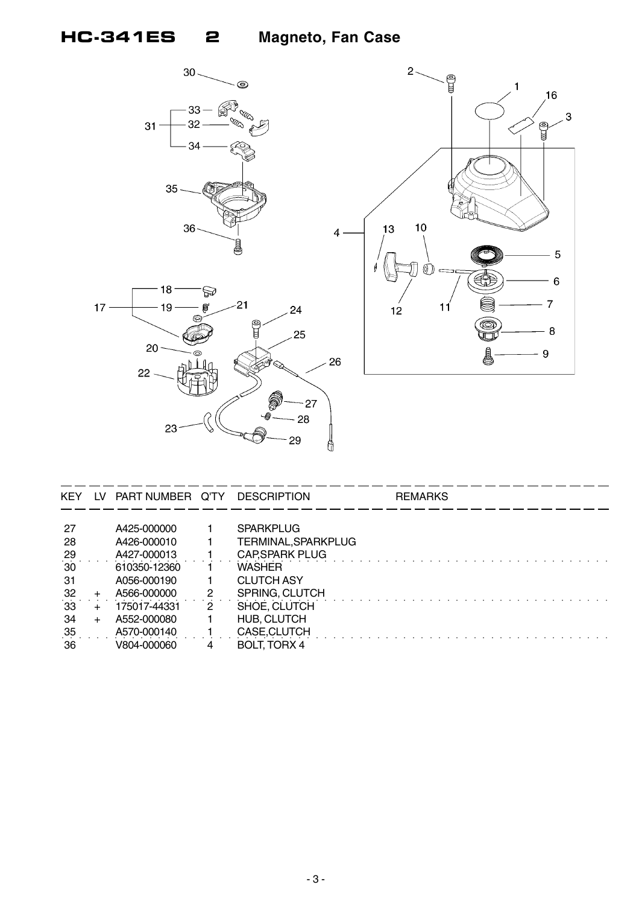# HC-341ES 2 Magneto, Fan Case

| KEY | LV | PART NUMBER | Q'TY | DESCRIPTION | REMARKS |
|---|---|---|---|---|---|
| 27 | | A425-000000 | 1 | SPARKPLUG | |
| 28 | | A426-000010 | 1 | TERMINAL,SPARKPLUG | |
| 29 | | A427-000013 | 1 | CAP,SPARK PLUG | |
| 30 | | 610350-12360 | 1 | WASHER | |
| 31 | | A056-000190 | 1 | CLUTCH ASY | |
| 32 | + | A566-000000 | 2 | SPRING, CLUTCH | |
| 33 | + | 175017-44331 | 2 | SHOE, CLUTCH | |
| 34 | + | A552-000080 | 1 | HUB, CLUTCH | |
| 35 | | A570-000140 | 1 | CASE,CLUTCH | |
| 36 | | V804-000060 | 4 | BOLT, TORX 4 | |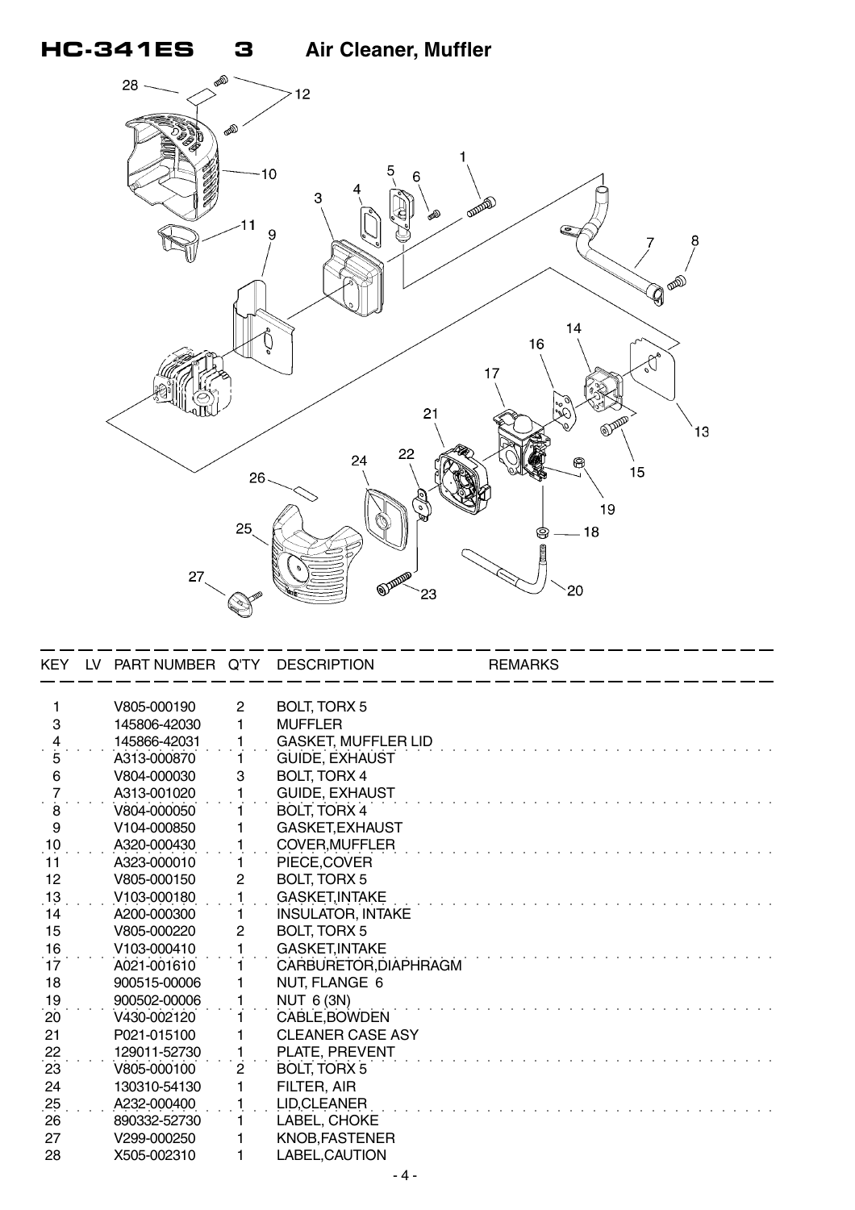# HC-341ES 3 Air Cleaner, Muffler

| KEY | LV | PART NUMBER | Q'TY | DESCRIPTION | REMARKS |
|---|---|---|---|---|---|
| 1 | | V805-000190 | 2 | BOLT, TORX 5 | |
| 3 | | 145806-42030 | 1 | MUFFLER | |
| 4 | | 145866-42031 | 1 | GASKET, MUFFLER LID | |
| 5 | | A313-000870 | 1 | GUIDE, EXHAUST | |
| 6 | | V804-000030 | 3 | BOLT, TORX 4 | |
| 7 | | A313-001020 | 1 | GUIDE, EXHAUST | |
| 8 | | V804-000050 | 1 | BOLT, TORX 4 | |
| 9 | | V104-000850 | 1 | GASKET,EXHAUST | |
| 10 | | A320-000430 | 1 | COVER,MUFFLER | |
| 11 | | A323-000010 | 1 | PIECE,COVER | |
| 12 | | V805-000150 | 2 | BOLT, TORX 5 | |
| 13 | | V103-000180 | 1 | GASKET,INTAKE | |
| 14 | | A200-000300 | 1 | INSULATOR, INTAKE | |
| 15 | | V805-000220 | 2 | BOLT, TORX 5 | |
| 16 | | V103-000410 | 1 | GASKET,INTAKE | |
| 17 | | A021-001610 | 1 | CARBURETOR,DIAPHRAGM | |
| 18 | | 900515-00006 | 1 | NUT, FLANGE 6 | |
| 19 | | 900502-00006 | 1 | NUT 6 (3N) | |
| 20 | | V430-002120 | 1 | CABLE,BOWDEN | |
| 21 | | P021-015100 | 1 | CLEANER CASE ASY | |
| 22 | | 129011-52730 | 1 | PLATE, PREVENT | |
| 23 | | V805-000100 | 2 | BOLT, TORX 5 | |
| 24 | | 130310-54130 | 1 | FILTER, AIR | |
| 25 | | A232-000400 | 1 | LID,CLEANER | |
| 26 | | 890332-52730 | 1 | LABEL, CHOKE | |
| 27 | | V299-000250 | 1 | KNOB,FASTENER | |
| 28 | | X505-002310 | 1 | LABEL,CAUTION | |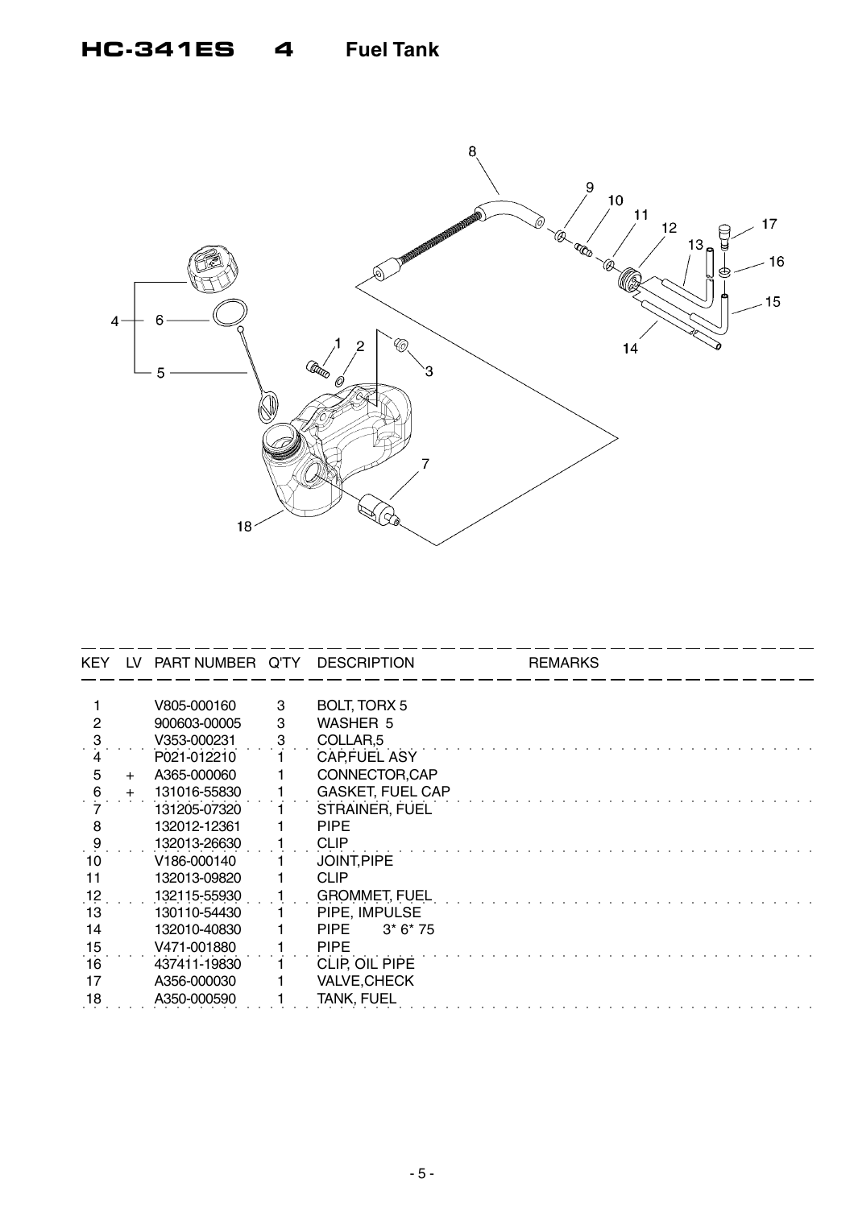# HC-341ES 4 Fuel Tank

| KEY | LV | PART NUMBER | Q'TY | DESCRIPTION | REMARKS |
|---|---|---|---|---|---|
| 1 | | V805-000160 | 3 | BOLT, TORX 5 | |
| 2 | | 900603-00005 | 3 | WASHER 5 | |
| 3 | | V353-000231 | 3 | COLLAR,5 | |
| 4 | | P021-012210 | 1 | CAP,FUEL ASY | |
| 5 | + | A365-000060 | 1 | CONNECTOR,CAP | |
| 6 | + | 131016-55830 | 1 | GASKET, FUEL CAP | |
| 7 | | 131205-07320 | 1 | STRAINER, FUEL | |
| 8 | | 132012-12361 | 1 | PIPE | |
| 9 | | 132013-26630 | 1 | CLIP | |
| 10 | | V186-000140 | 1 | JOINT,PIPE | |
| 11 | | 132013-09820 | 1 | CLIP | |
| 12 | | 132115-55930 | 1 | GROMMET, FUEL | |
| 13 | | 130110-54430 | 1 | PIPE, IMPULSE | |
| 14 | | 132010-40830 | 1 | PIPE 3* 6* 75 | |
| 15 | | V471-001880 | 1 | PIPE | |
| 16 | | 437411-19830 | 1 | CLIP, OIL PIPE | |
| 17 | | A356-000030 | 1 | VALVE,CHECK | |
| 18 | | A350-000590 | 1 | TANK, FUEL | |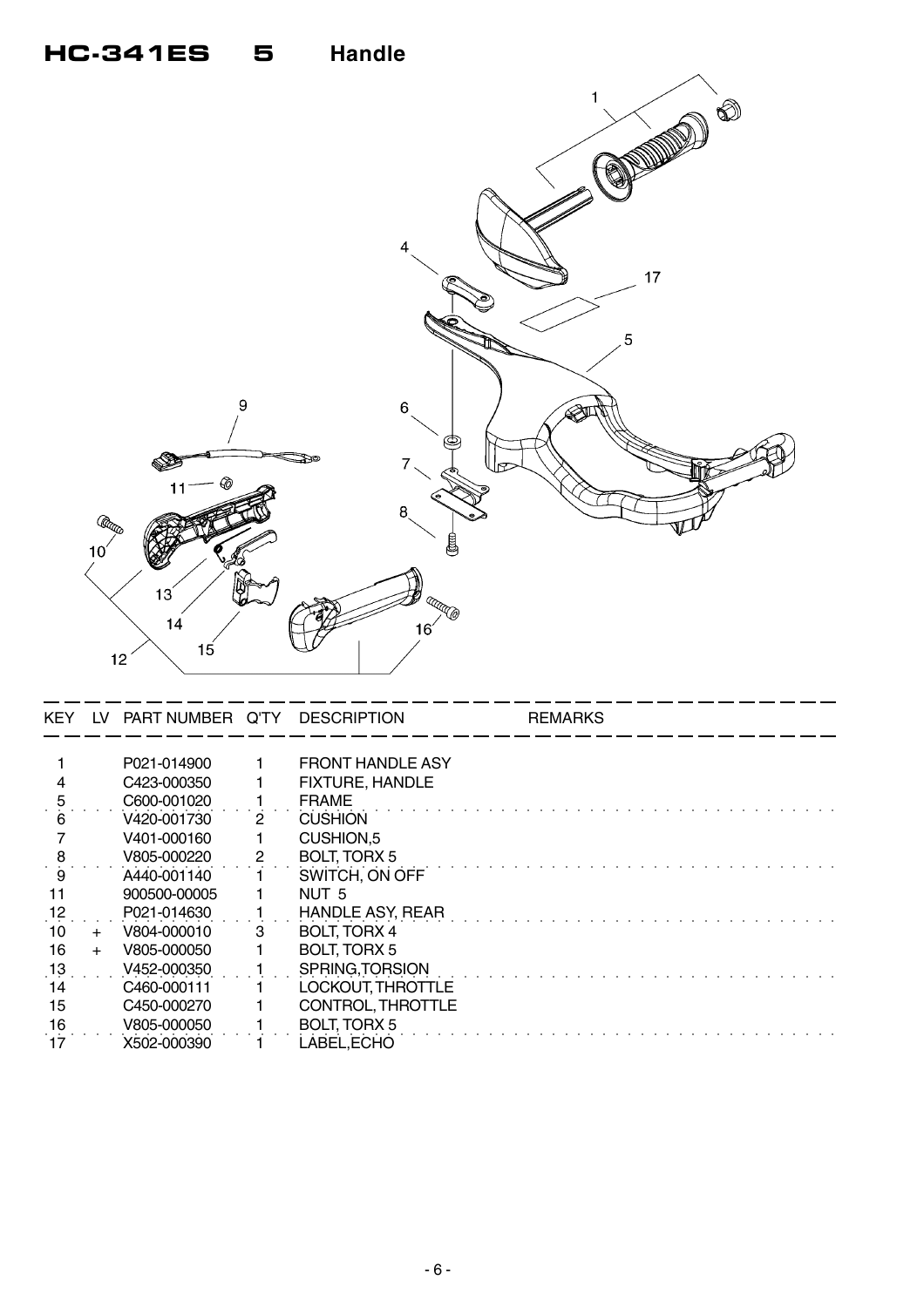# HC-341ES 5 Handle

| KEY | LV | PART NUMBER | Q'TY | DESCRIPTION | REMARKS |
|---|---|---|---|---|---|
| 1 | | P021-014900 | 1 | FRONT HANDLE ASY | |
| 4 | | C423-000350 | 1 | FIXTURE, HANDLE | |
| 5 | | C600-001020 | 1 | FRAME | |
| 6 | | V420-001730 | 2 | CUSHION | |
| 7 | | V401-000160 | 1 | CUSHION,5 | |
| 8 | | V805-000220 | 2 | BOLT, TORX 5 | |
| 9 | | A440-001140 | 1 | SWITCH, ON OFF | |
| 11 | | 900500-00005 | 1 | NUT 5 | |
| 12 | | P021-014630 | 1 | HANDLE ASY, REAR | |
| 10 | + | V804-000010 | 3 | BOLT, TORX 4 | |
| 16 | + | V805-000050 | 1 | BOLT, TORX 5 | |
| 13 | | V452-000350 | 1 | SPRING,TORSION | |
| 14 | | C460-000111 | 1 | LOCKOUT, THROTTLE | |
| 15 | | C450-000270 | 1 | CONTROL, THROTTLE | |
| 16 | | V805-000050 | 1 | BOLT, TORX 5 | |
| 17 | | X502-000390 | 1 | LABEL,ECHO | |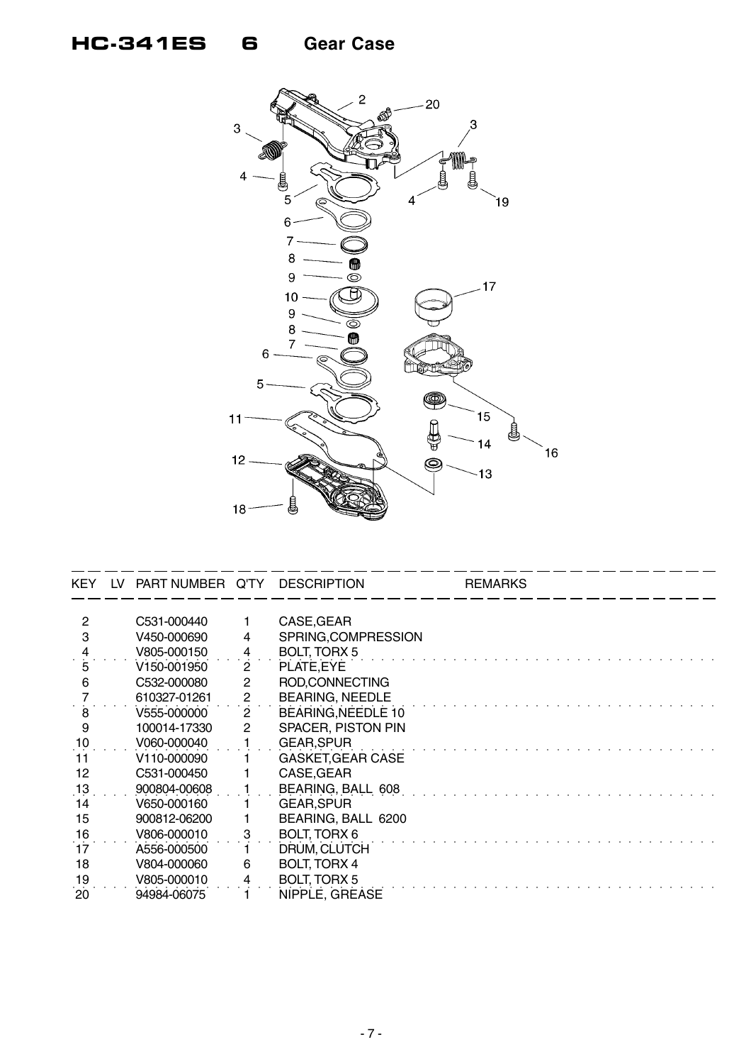# HC-341ES 6 Gear Case

| KEY | LV | PART NUMBER | Q'TY | DESCRIPTION | REMARKS |
|---|---|---|---|---|---|
| 2 | | C531-000440 | 1 | CASE,GEAR | |
| 3 | | V450-000690 | 4 | SPRING,COMPRESSION | |
| 4 | | V805-000150 | 4 | BOLT, TORX 5 | |
| 5 | | V150-001950 | 2 | PLATE,EYE | |
| 6 | | C532-000080 | 2 | ROD,CONNECTING | |
| 7 | | 610327-01261 | 2 | BEARING, NEEDLE | |
| 8 | | V555-000000 | 2 | BEARING,NEEDLE 10 | |
| 9 | | 100014-17330 | 2 | SPACER, PISTON PIN | |
| 10 | | V060-000040 | 1 | GEAR,SPUR | |
| 11 | | V110-000090 | 1 | GASKET,GEAR CASE | |
| 12 | | C531-000450 | 1 | CASE,GEAR | |
| 13 | | 900804-00608 | 1 | BEARING, BALL 608 | |
| 14 | | V650-000160 | 1 | GEAR,SPUR | |
| 15 | | 900812-06200 | 1 | BEARING, BALL 6200 | |
| 16 | | V806-000010 | 3 | BOLT, TORX 6 | |
| 17 | | A556-000500 | 1 | DRUM, CLUTCH | |
| 18 | | V804-000060 | 6 | BOLT, TORX 4 | |
| 19 | | V805-000010 | 4 | BOLT, TORX 5 | |
| 20 | | 94984-06075 | 1 | NIPPLE, GREASE | |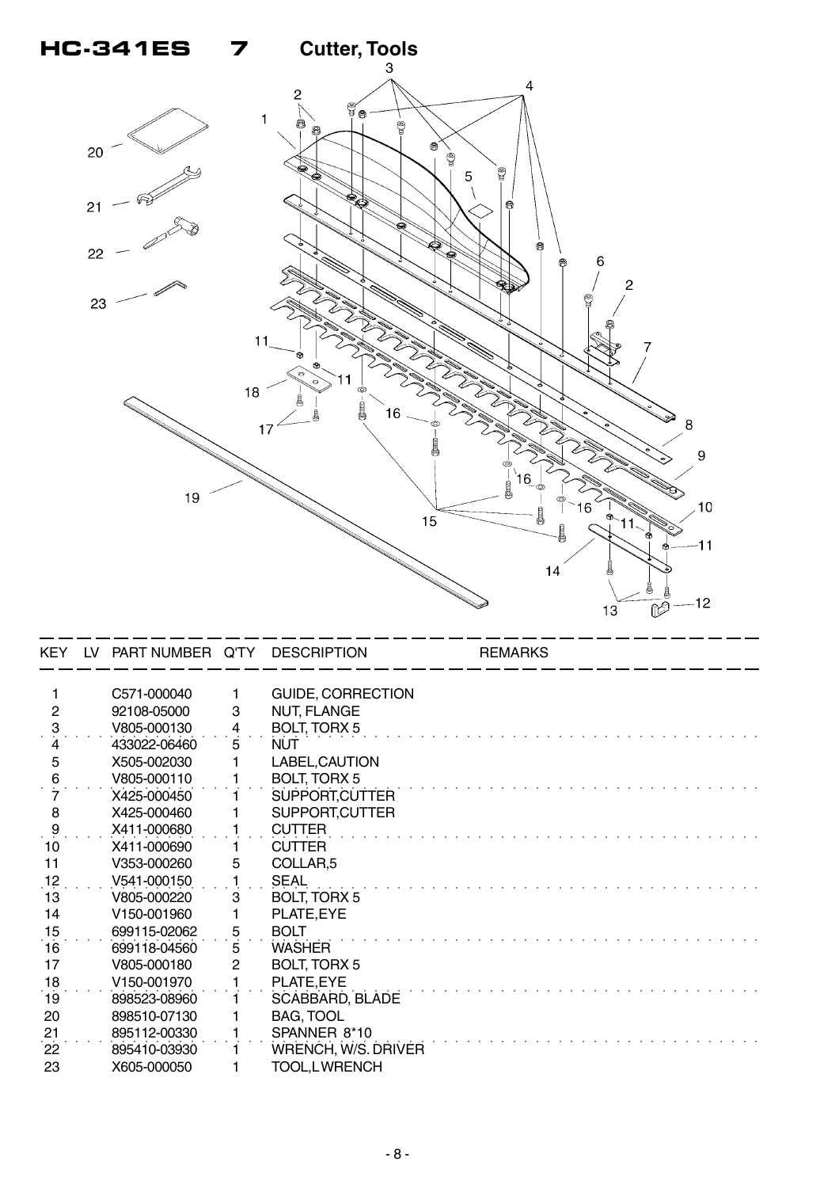# HC-341ES 7 Cutter, Tools

| KEY | LV | PART NUMBER | Q'TY | DESCRIPTION | REMARKS |
|---|---|---|---|---|---|
| 1 | | C571-000040 | 1 | GUIDE, CORRECTION | |
| 2 | | 92108-05000 | 3 | NUT, FLANGE | |
| 3 | | V805-000130 | 4 | BOLT, TORX 5 | |
| 4 | | 433022-06460 | 5 | NUT | |
| 5 | | X505-002030 | 1 | LABEL,CAUTION | |
| 6 | | V805-000110 | 1 | BOLT, TORX 5 | |
| 7 | | X425-000450 | 1 | SUPPORT,CUTTER | |
| 8 | | X425-000460 | 1 | SUPPORT,CUTTER | |
| 9 | | X411-000680 | 1 | CUTTER | |
| 10 | | X411-000690 | 1 | CUTTER | |
| 11 | | V353-000260 | 5 | COLLAR,5 | |
| 12 | | V541-000150 | 1 | SEAL | |
| 13 | | V805-000220 | 3 | BOLT, TORX 5 | |
| 14 | | V150-001960 | 1 | PLATE,EYE | |
| 15 | | 699115-02062 | 5 | BOLT | |
| 16 | | 699118-04560 | 5 | WASHER | |
| 17 | | V805-000180 | 2 | BOLT, TORX 5 | |
| 18 | | V150-001970 | 1 | PLATE,EYE | |
| 19 | | 898523-08960 | 1 | SCABBARD, BLADE | |
| 20 | | 898510-07130 | 1 | BAG, TOOL | |
| 21 | | 895112-00330 | 1 | SPANNER 8*10 | |
| 22 | | 895410-03930 | 1 | WRENCH, W/S. DRIVER | |
| 23 | | X605-000050 | 1 | TOOL,L WRENCH | |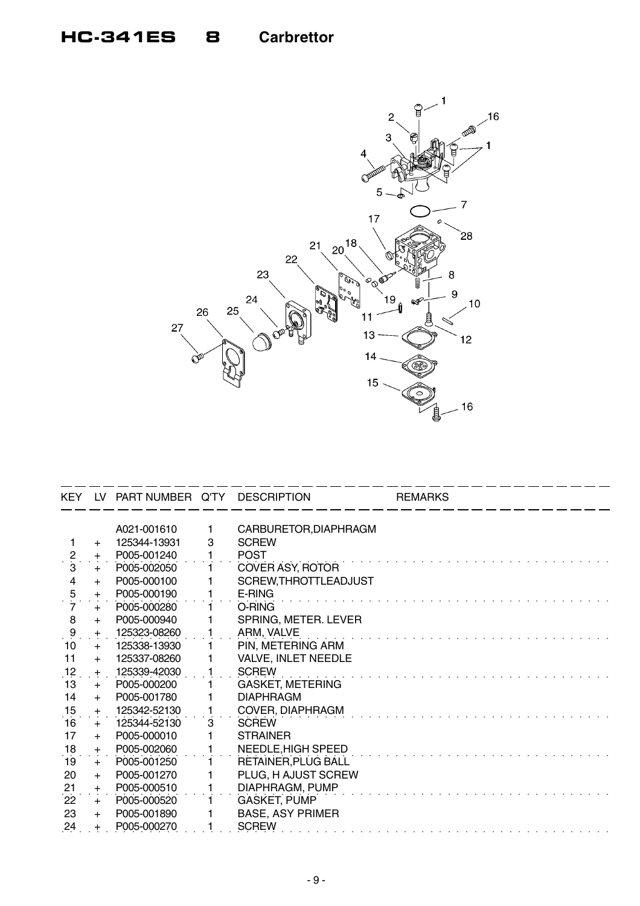# HC-341ES 8 Carbrettor

| KEY | LV | PART NUMBER | Q'TY | DESCRIPTION | REMARKS |
|---|---|---|---|---|---|
| | | A021-001610 | 1 | CARBURETOR,DIAPHRAGM | |
| 1 | + | 125344-13931 | 3 | SCREW | |
| 2 | + | P005-001240 | 1 | POST | |
| 3 | + | P005-002050 | 1 | COVER ASY, ROTOR | |
| 4 | + | P005-000100 | 1 | SCREW,THROTTLEADJUST | |
| 5 | + | P005-000190 | 1 | E-RING | |
| 7 | + | P005-000280 | 1 | O-RING | |
| 8 | + | P005-000940 | 1 | SPRING, METER. LEVER | |
| 9 | + | 125323-08260 | 1 | ARM, VALVE | |
| 10 | + | 125338-13930 | 1 | PIN, METERING ARM | |
| 11 | + | 125337-08260 | 1 | VALVE, INLET NEEDLE | |
| 12 | + | 125339-42030 | 1 | SCREW | |
| 13 | + | P005-000200 | 1 | GASKET, METERING | |
| 14 | + | P005-001780 | 1 | DIAPHRAGM | |
| 15 | + | 125342-52130 | 1 | COVER, DIAPHRAGM | |
| 16 | + | 125344-52130 | 3 | SCREW | |
| 17 | + | P005-000010 | 1 | STRAINER | |
| 18 | + | P005-002060 | 1 | NEEDLE,HIGH SPEED | |
| 19 | + | P005-001250 | 1 | RETAINER,PLUG BALL | |
| 20 | + | P005-001270 | 1 | PLUG, H AJUST SCREW | |
| 21 | + | P005-000510 | 1 | DIAPHRAGM, PUMP | |
| 22 | + | P005-000520 | 1 | GASKET, PUMP | |
| 23 | + | P005-001890 | 1 | BASE, ASY PRIMER | |
| 24 | + | P005-000270 | 1 | SCREW | |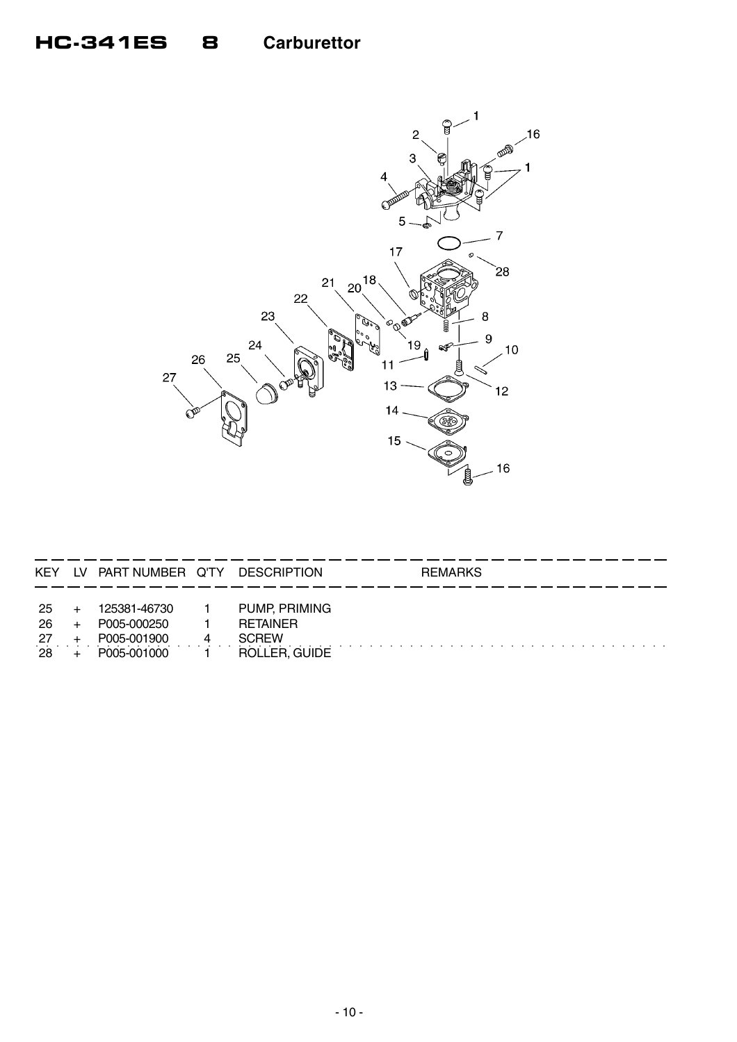# HC-341ES 8 Carburettor

| KEY | LV | PART NUMBER | Q'TY | DESCRIPTION | REMARKS |
|---|---|---|---|---|---|
| 25 | + | 125381-46730 | 1 | PUMP, PRIMING | |
| 26 | + | P005-000250 | 1 | RETAINER | |
| 27 | + | P005-001900 | 4 | SCREW | |
| 28 | + | P005-001000 | 1 | ROLLER, GUIDE | |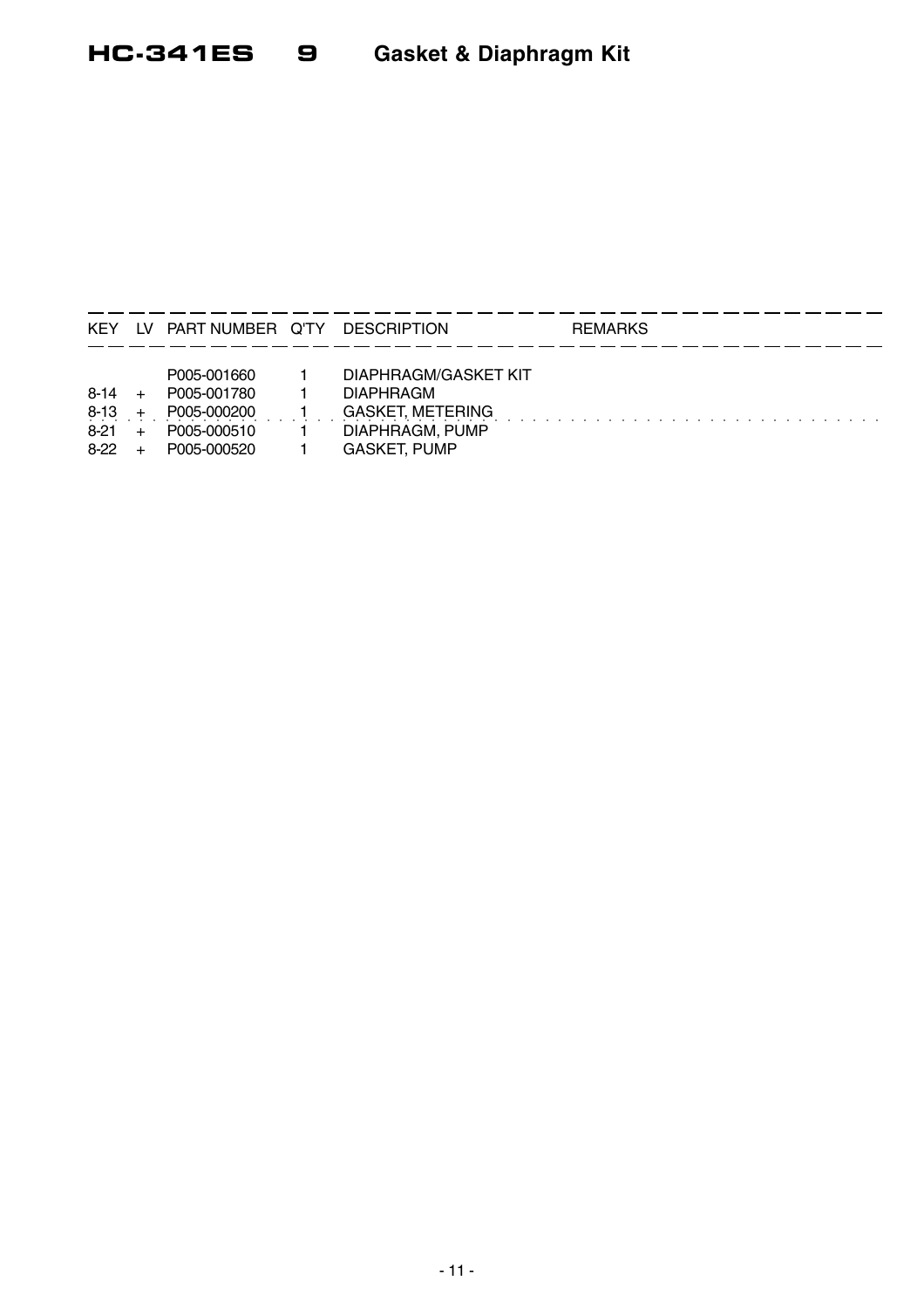# HC-341ES 9 Gasket & Diaphragm Kit

| KEY | LV | PART NUMBER | Q'TY | DESCRIPTION | REMARKS |
|---|---|---|---|---|---|
| | | P005-001660 | 1 | DIAPHRAGM/GASKET KIT | |
| 8-14 | + | P005-001780 | 1 | DIAPHRAGM | |
| 8-13 | + | P005-000200 | 1 | GASKET, METERING | |
| 8-21 | + | P005-000510 | 1 | DIAPHRAGM, PUMP | |
| 8-22 | + | P005-000520 | 1 | GASKET, PUMP | |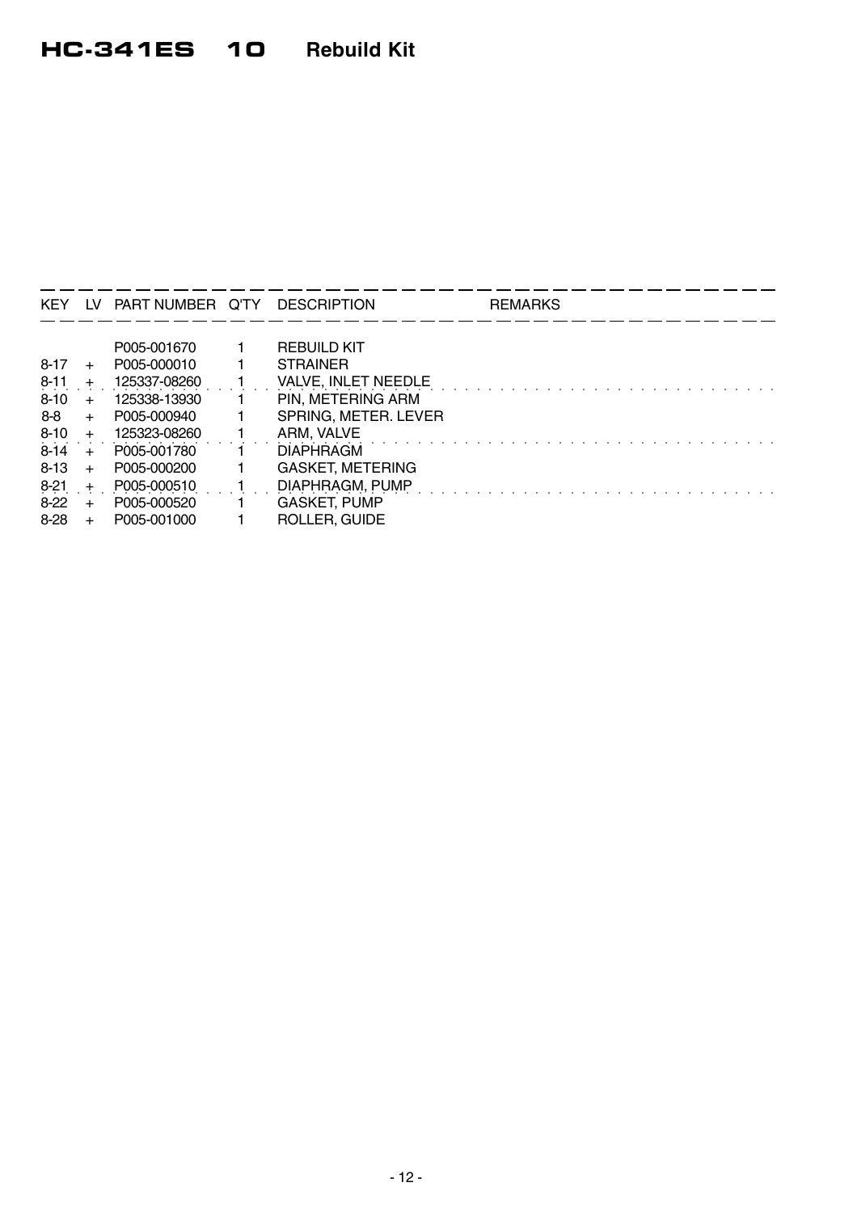# HC-341ES 10 Rebuild Kit

| KEY | LV | PART NUMBER | Q'TY | DESCRIPTION | REMARKS |
|---|---|---|---|---|---|
| | | P005-001670 | 1 | REBUILD KIT | |
| 8-17 | + | P005-000010 | 1 | STRAINER | |
| 8-11 | + | 125337-08260 | 1 | VALVE, INLET NEEDLE | |
| 8-10 | + | 125338-13930 | 1 | PIN, METERING ARM | |
| 8-8 | + | P005-000940 | 1 | SPRING, METER. LEVER | |
| 8-10 | + | 125323-08260 | 1 | ARM, VALVE | |
| 8-14 | + | P005-001780 | 1 | DIAPHRAGM | |
| 8-13 | + | P005-000200 | 1 | GASKET, METERING | |
| 8-21 | + | P005-000510 | 1 | DIAPHRAGM, PUMP | |
| 8-22 | + | P005-000520 | 1 | GASKET, PUMP | |
| 8-28 | + | P005-001000 | 1 | ROLLER, GUIDE | |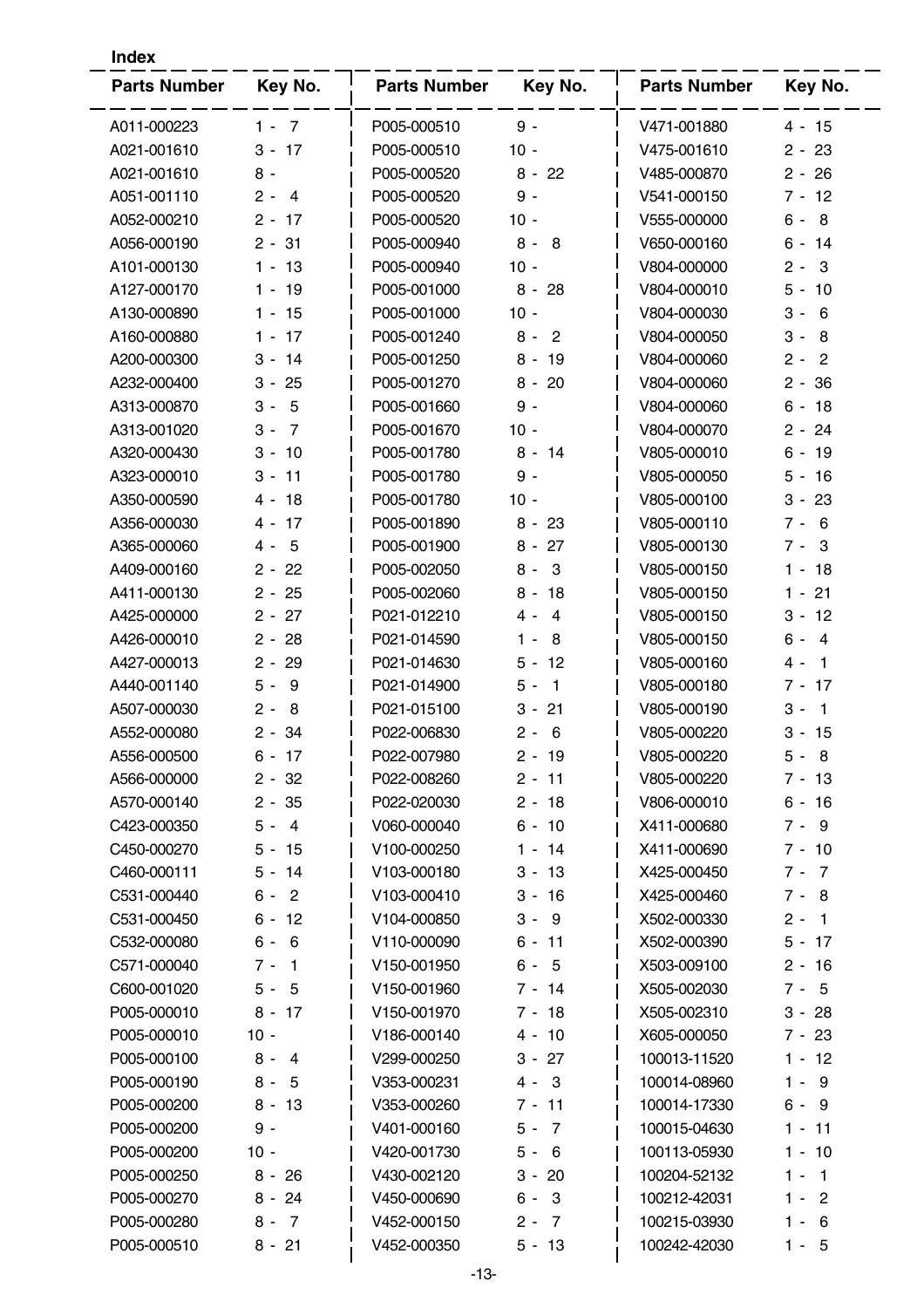**Index**

| Parts Number | Key No. | Parts Number | Key No. | Parts Number | Key No. |
|---|---|---|---|---|---|
| A011-000223 | 1 - 7 | P005-000510 | 9 - | V471-001880 | 4 - 15 |
| A021-001610 | 3 - 17 | P005-000510 | 10 - | V475-001610 | 2 - 23 |
| A021-001610 | 8 - | P005-000520 | 8 - 22 | V485-000870 | 2 - 26 |
| A051-001110 | 2 - 4 | P005-000520 | 9 - | V541-000150 | 7 - 12 |
| A052-000210 | 2 - 17 | P005-000520 | 10 - | V555-000000 | 6 - 8 |
| A056-000190 | 2 - 31 | P005-000940 | 8 - 8 | V650-000160 | 6 - 14 |
| A101-000130 | 1 - 13 | P005-000940 | 10 - | V804-000000 | 2 - 3 |
| A127-000170 | 1 - 19 | P005-001000 | 8 - 28 | V804-000010 | 5 - 10 |
| A130-000890 | 1 - 15 | P005-001000 | 10 - | V804-000030 | 3 - 6 |
| A160-000880 | 1 - 17 | P005-001240 | 8 - 2 | V804-000050 | 3 - 8 |
| A200-000300 | 3 - 14 | P005-001250 | 8 - 19 | V804-000060 | 2 - 2 |
| A232-000400 | 3 - 25 | P005-001270 | 8 - 20 | V804-000060 | 2 - 36 |
| A313-000870 | 3 - 5 | P005-001660 | 9 - | V804-000060 | 6 - 18 |
| A313-001020 | 3 - 7 | P005-001670 | 10 - | V804-000070 | 2 - 24 |
| A320-000430 | 3 - 10 | P005-001780 | 8 - 14 | V805-000010 | 6 - 19 |
| A323-000010 | 3 - 11 | P005-001780 | 9 - | V805-000050 | 5 - 16 |
| A350-000590 | 4 - 18 | P005-001780 | 10 - | V805-000100 | 3 - 23 |
| A356-000030 | 4 - 17 | P005-001890 | 8 - 23 | V805-000110 | 7 - 6 |
| A365-000060 | 4 - 5 | P005-001900 | 8 - 27 | V805-000130 | 7 - 3 |
| A409-000160 | 2 - 22 | P005-002050 | 8 - 3 | V805-000150 | 1 - 18 |
| A411-000130 | 2 - 25 | P005-002060 | 8 - 18 | V805-000150 | 1 - 21 |
| A425-000000 | 2 - 27 | P021-012210 | 4 - 4 | V805-000150 | 3 - 12 |
| A426-000010 | 2 - 28 | P021-014590 | 1 - 8 | V805-000150 | 6 - 4 |
| A427-000013 | 2 - 29 | P021-014630 | 5 - 12 | V805-000160 | 4 - 1 |
| A440-001140 | 5 - 9 | P021-014900 | 5 - 1 | V805-000180 | 7 - 17 |
| A507-000030 | 2 - 8 | P021-015100 | 3 - 21 | V805-000190 | 3 - 1 |
| A552-000080 | 2 - 34 | P022-006830 | 2 - 6 | V805-000220 | 3 - 15 |
| A556-000500 | 6 - 17 | P022-007980 | 2 - 19 | V805-000220 | 5 - 8 |
| A566-000000 | 2 - 32 | P022-008260 | 2 - 11 | V805-000220 | 7 - 13 |
| A570-000140 | 2 - 35 | P022-020030 | 2 - 18 | V806-000010 | 6 - 16 |
| C423-000350 | 5 - 4 | V060-000040 | 6 - 10 | X411-000680 | 7 - 9 |
| C450-000270 | 5 - 15 | V100-000250 | 1 - 14 | X411-000690 | 7 - 10 |
| C460-000111 | 5 - 14 | V103-000180 | 3 - 13 | X425-000450 | 7 - 7 |
| C531-000440 | 6 - 2 | V103-000410 | 3 - 16 | X425-000460 | 7 - 8 |
| C531-000450 | 6 - 12 | V104-000850 | 3 - 9 | X502-000330 | 2 - 1 |
| C532-000080 | 6 - 6 | V110-000090 | 6 - 11 | X502-000390 | 5 - 17 |
| C571-000040 | 7 - 1 | V150-001950 | 6 - 5 | X503-009100 | 2 - 16 |
| C600-001020 | 5 - 5 | V150-001960 | 7 - 14 | X505-002030 | 7 - 5 |
| P005-000010 | 8 - 17 | V150-001970 | 7 - 18 | X505-002310 | 3 - 28 |
| P005-000010 | 10 - | V186-000140 | 4 - 10 | X605-000050 | 7 - 23 |
| P005-000100 | 8 - 4 | V299-000250 | 3 - 27 | 100013-11520 | 1 - 12 |
| P005-000190 | 8 - 5 | V353-000231 | 4 - 3 | 100014-08960 | 1 - 9 |
| P005-000200 | 8 - 13 | V353-000260 | 7 - 11 | 100014-17330 | 6 - 9 |
| P005-000200 | 9 - | V401-000160 | 5 - 7 | 100015-04630 | 1 - 11 |
| P005-000200 | 10 - | V420-001730 | 5 - 6 | 100113-05930 | 1 - 10 |
| P005-000250 | 8 - 26 | V430-002120 | 3 - 20 | 100204-52132 | 1 - 1 |
| P005-000270 | 8 - 24 | V450-000690 | 6 - 3 | 100212-42031 | 1 - 2 |
| P005-000280 | 8 - 7 | V452-000150 | 2 - 7 | 100215-03930 | 1 - 6 |
| P005-000510 | 8 - 21 | V452-000350 | 5 - 13 | 100242-42030 | 1 - 5 |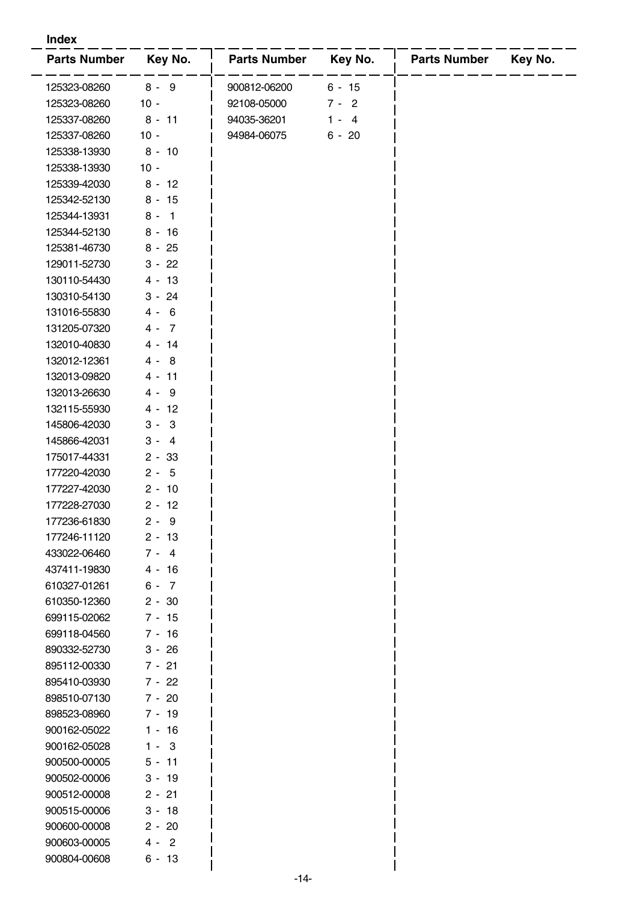**Index**

| Parts Number | Key No. | Parts Number | Key No. | Parts Number | Key No. |
|---|---|---|---|---|---|
| 125323-08260 | 8 - 9 | 900812-06200 | 6 - 15 | | |
| 125323-08260 | 10 - | 92108-05000 | 7 - 2 | | |
| 125337-08260 | 8 - 11 | 94035-36201 | 1 - 4 | | |
| 125337-08260 | 10 - | 94984-06075 | 6 - 20 | | |
| 125338-13930 | 8 - 10 | | | | |
| 125338-13930 | 10 - | | | | |
| 125339-42030 | 8 - 12 | | | | |
| 125342-52130 | 8 - 15 | | | | |
| 125344-13931 | 8 - 1 | | | | |
| 125344-52130 | 8 - 16 | | | | |
| 125381-46730 | 8 - 25 | | | | |
| 129011-52730 | 3 - 22 | | | | |
| 130110-54430 | 4 - 13 | | | | |
| 130310-54130 | 3 - 24 | | | | |
| 131016-55830 | 4 - 6 | | | | |
| 131205-07320 | 4 - 7 | | | | |
| 132010-40830 | 4 - 14 | | | | |
| 132012-12361 | 4 - 8 | | | | |
| 132013-09820 | 4 - 11 | | | | |
| 132013-26630 | 4 - 9 | | | | |
| 132115-55930 | 4 - 12 | | | | |
| 145806-42030 | 3 - 3 | | | | |
| 145866-42031 | 3 - 4 | | | | |
| 175017-44331 | 2 - 33 | | | | |
| 177220-42030 | 2 - 5 | | | | |
| 177227-42030 | 2 - 10 | | | | |
| 177228-27030 | 2 - 12 | | | | |
| 177236-61830 | 2 - 9 | | | | |
| 177246-11120 | 2 - 13 | | | | |
| 433022-06460 | 7 - 4 | | | | |
| 437411-19830 | 4 - 16 | | | | |
| 610327-01261 | 6 - 7 | | | | |
| 610350-12360 | 2 - 30 | | | | |
| 699115-02062 | 7 - 15 | | | | |
| 699118-04560 | 7 - 16 | | | | |
| 890332-52730 | 3 - 26 | | | | |
| 895112-00330 | 7 - 21 | | | | |
| 895410-03930 | 7 - 22 | | | | |
| 898510-07130 | 7 - 20 | | | | |
| 898523-08960 | 7 - 19 | | | | |
| 900162-05022 | 1 - 16 | | | | |
| 900162-05028 | 1 - 3 | | | | |
| 900500-00005 | 5 - 11 | | | | |
| 900502-00006 | 3 - 19 | | | | |
| 900512-00008 | 2 - 21 | | | | |
| 900515-00006 | 3 - 18 | | | | |
| 900600-00008 | 2 - 20 | | | | |
| 900603-00005 | 4 - 2 | | | | |
| 900804-00608 | 6 - 13 | | | | |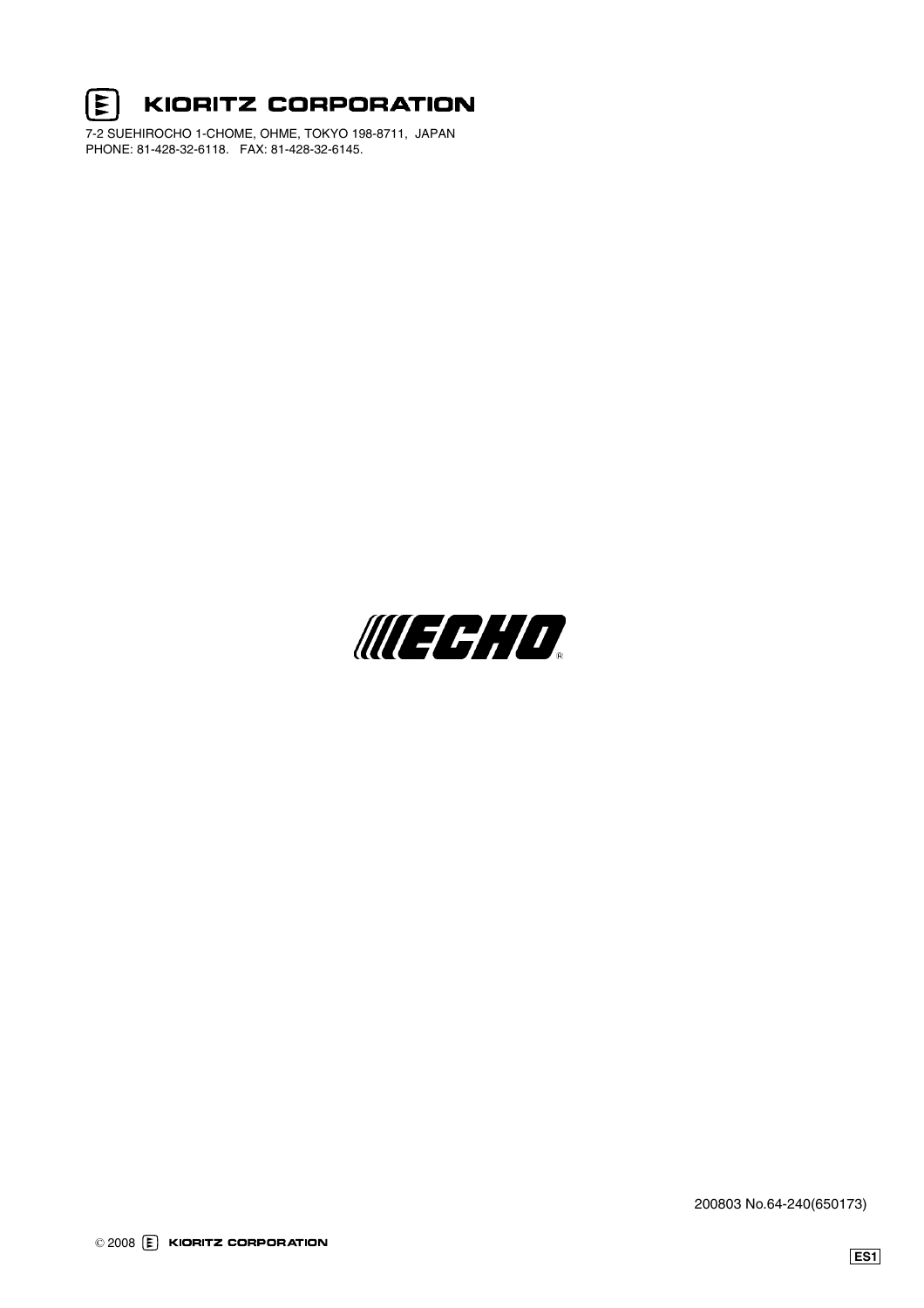**KIORITZ CORPORATION**

7-2 SUEHIROCHO 1-CHOME, OHME, TOKYO 198-8711, JAPAN
PHONE: 81-428-32-6118. FAX: 81-428-32-6145.

ECHO®

200803 No.64-240(650173)

© 2008 KIORITZ CORPORATION

ES1